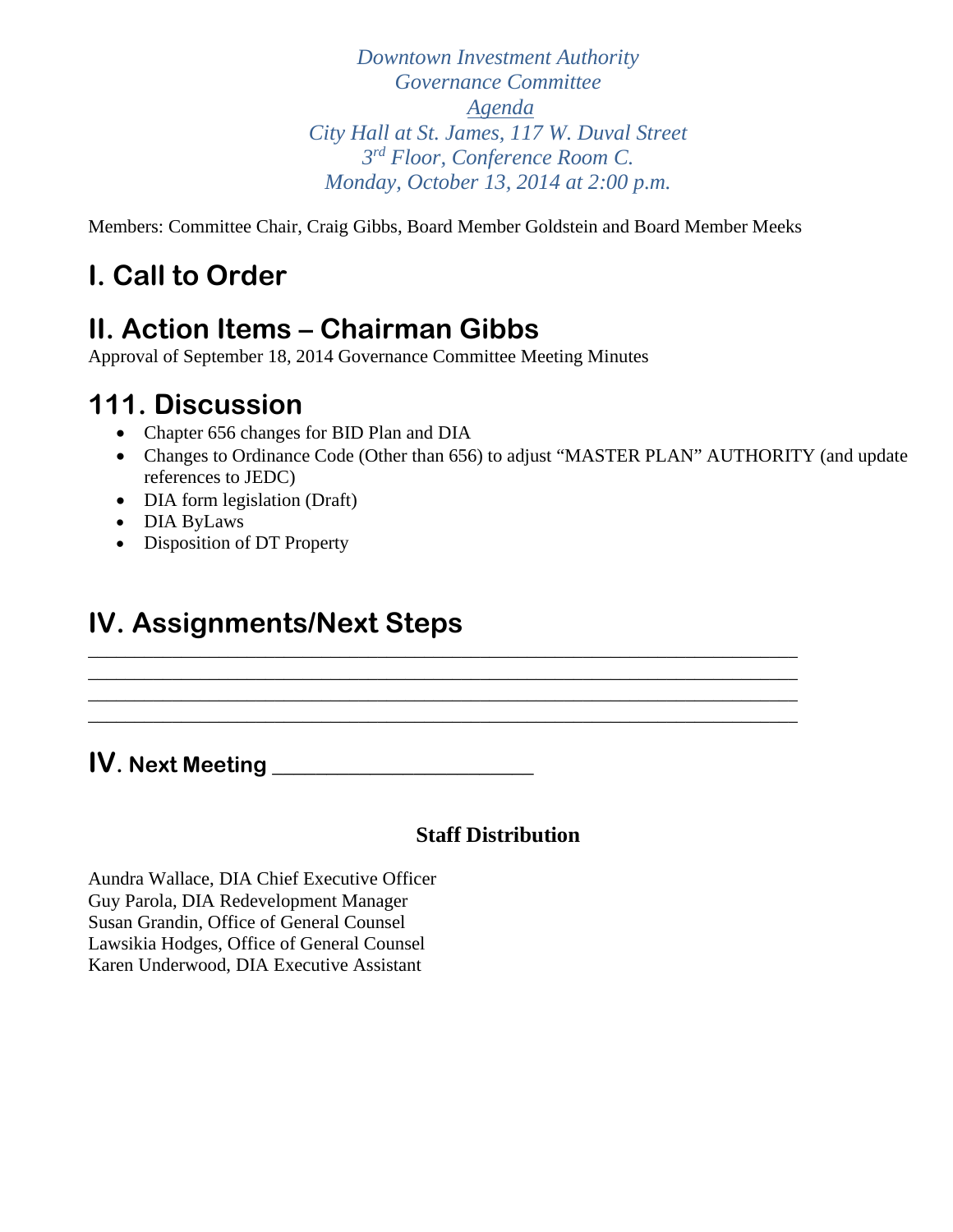*Downtown Investment Authority*
*Governance Committee*
*<u>Agenda</u>*
*City Hall at St. James, 117 W. Duval Street*
*3rd Floor, Conference Room C.*
*Monday, October 13, 2014 at 2:00 p.m.*

Members: Committee Chair, Craig Gibbs, Board Member Goldstein and Board Member Meeks

# I. Call to Order

# II. Action Items – Chairman Gibbs

Approval of September 18, 2014 Governance Committee Meeting Minutes

# 111. Discussion

- Chapter 656 changes for BID Plan and DIA
- Changes to Ordinance Code (Other than 656) to adjust "MASTER PLAN" AUTHORITY (and update references to JEDC)
- DIA form legislation (Draft)
- DIA ByLaws
- Disposition of DT Property

# IV. Assignments/Next Steps

______________________________________________________________________
______________________________________________________________________
______________________________________________________________________
______________________________________________________________________

## IV. Next Meeting ______________________

**Staff Distribution**

Aundra Wallace, DIA Chief Executive Officer
Guy Parola, DIA Redevelopment Manager
Susan Grandin, Office of General Counsel
Lawsikia Hodges, Office of General Counsel
Karen Underwood, DIA Executive Assistant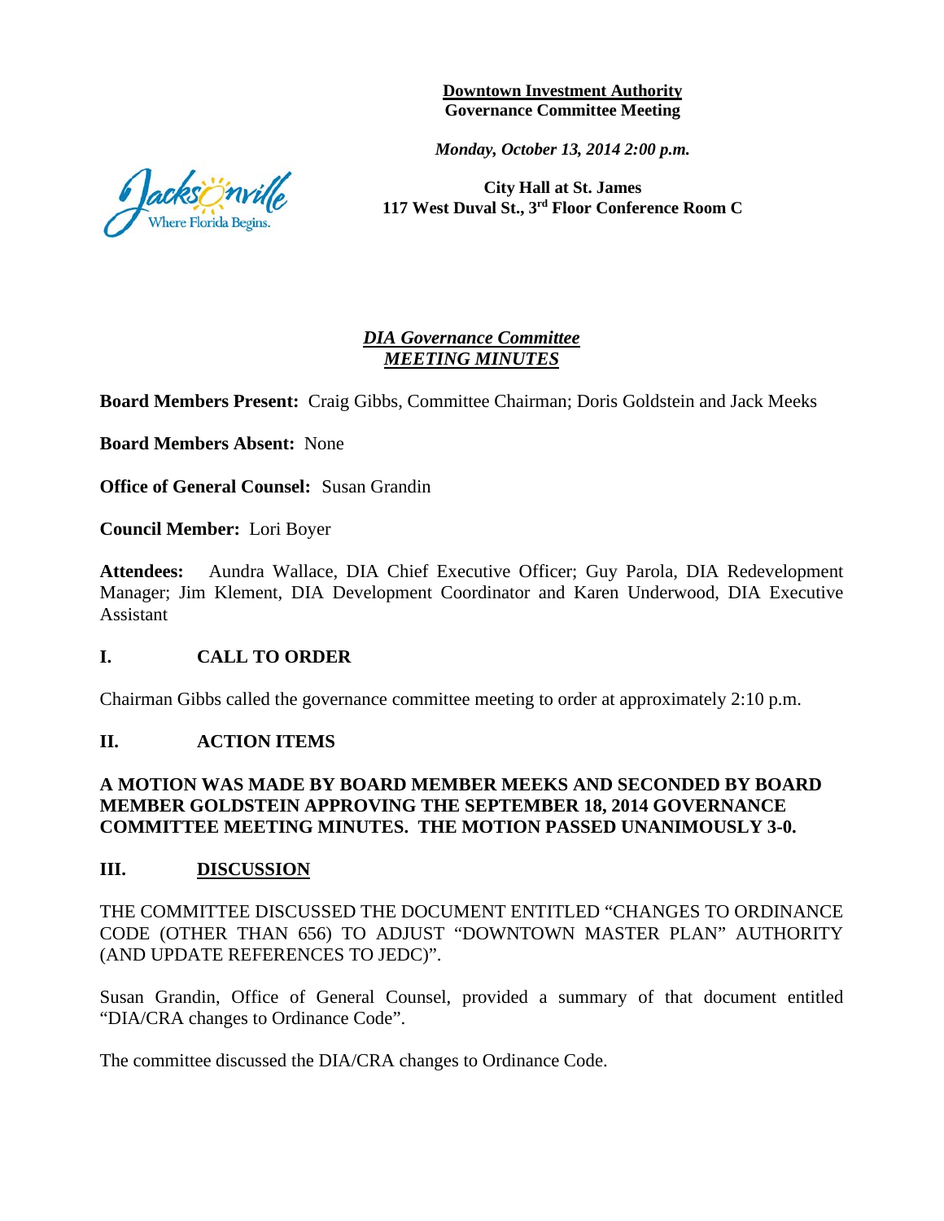**Downtown Investment Authority**
**Governance Committee Meeting**

***Monday, October 13, 2014 2:00 p.m.***

**City Hall at St. James**
**117 West Duval St., 3rd Floor Conference Room C**

## ***DIA Governance Committee***
## ***MEETING MINUTES***

**Board Members Present:** Craig Gibbs, Committee Chairman; Doris Goldstein and Jack Meeks

**Board Members Absent:** None

**Office of General Counsel:** Susan Grandin

**Council Member:** Lori Boyer

**Attendees:** Aundra Wallace, DIA Chief Executive Officer; Guy Parola, DIA Redevelopment Manager; Jim Klement, DIA Development Coordinator and Karen Underwood, DIA Executive Assistant

### I. CALL TO ORDER

Chairman Gibbs called the governance committee meeting to order at approximately 2:10 p.m.

### II. ACTION ITEMS

**A MOTION WAS MADE BY BOARD MEMBER MEEKS AND SECONDED BY BOARD MEMBER GOLDSTEIN APPROVING THE SEPTEMBER 18, 2014 GOVERNANCE COMMITTEE MEETING MINUTES. THE MOTION PASSED UNANIMOUSLY 3-0.**

### III. DISCUSSION

THE COMMITTEE DISCUSSED THE DOCUMENT ENTITLED "CHANGES TO ORDINANCE CODE (OTHER THAN 656) TO ADJUST "DOWNTOWN MASTER PLAN" AUTHORITY (AND UPDATE REFERENCES TO JEDC)".

Susan Grandin, Office of General Counsel, provided a summary of that document entitled "DIA/CRA changes to Ordinance Code".

The committee discussed the DIA/CRA changes to Ordinance Code.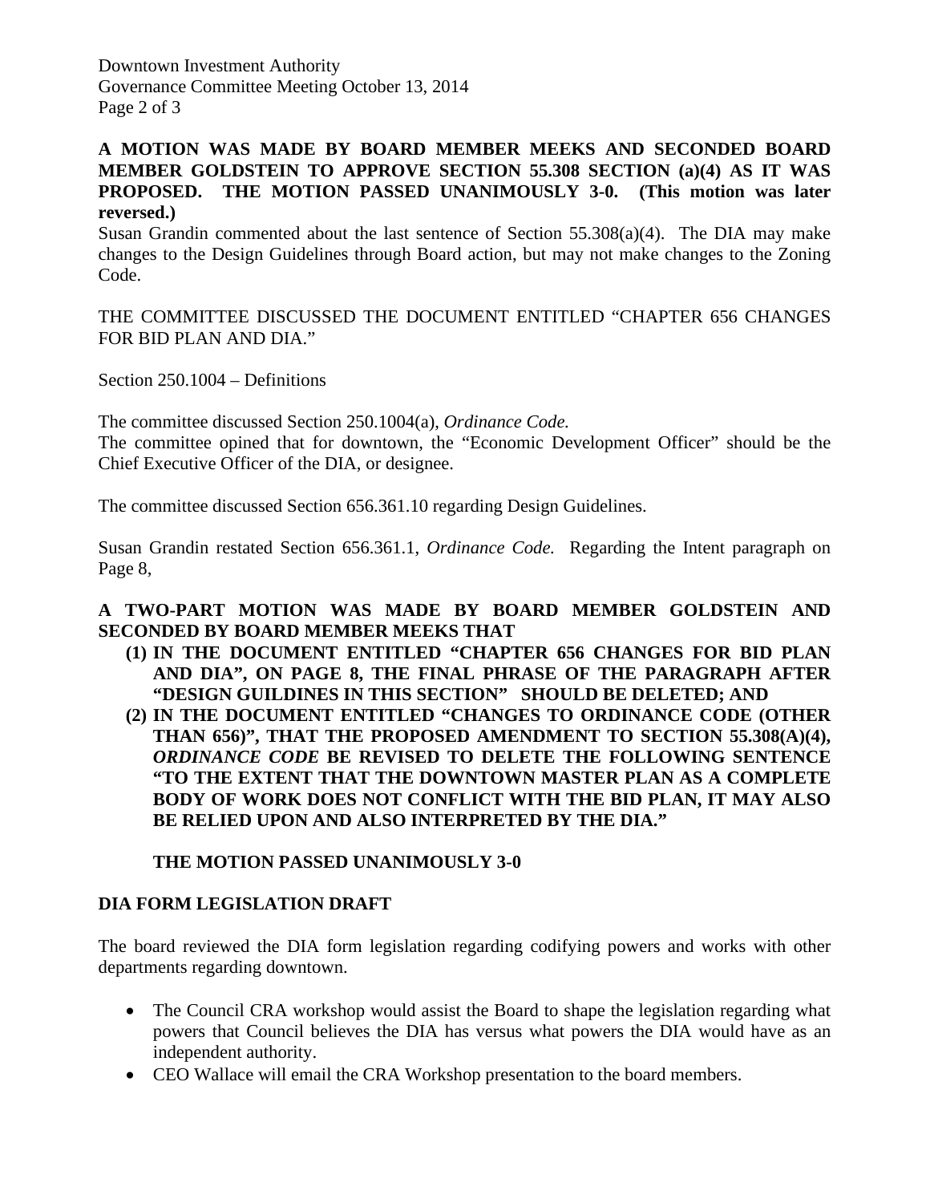**A MOTION WAS MADE BY BOARD MEMBER MEEKS AND SECONDED BOARD MEMBER GOLDSTEIN TO APPROVE SECTION 55.308 SECTION (a)(4) AS IT WAS PROPOSED. THE MOTION PASSED UNANIMOUSLY 3-0. (This motion was later reversed.)**

Susan Grandin commented about the last sentence of Section 55.308(a)(4). The DIA may make changes to the Design Guidelines through Board action, but may not make changes to the Zoning Code.

THE COMMITTEE DISCUSSED THE DOCUMENT ENTITLED "CHAPTER 656 CHANGES FOR BID PLAN AND DIA."

Section 250.1004 – Definitions

The committee discussed Section 250.1004(a), *Ordinance Code.*

The committee opined that for downtown, the "Economic Development Officer" should be the Chief Executive Officer of the DIA, or designee.

The committee discussed Section 656.361.10 regarding Design Guidelines.

Susan Grandin restated Section 656.361.1, *Ordinance Code.* Regarding the Intent paragraph on Page 8,

**A TWO-PART MOTION WAS MADE BY BOARD MEMBER GOLDSTEIN AND SECONDED BY BOARD MEMBER MEEKS THAT**

**(1) IN THE DOCUMENT ENTITLED "CHAPTER 656 CHANGES FOR BID PLAN AND DIA", ON PAGE 8, THE FINAL PHRASE OF THE PARAGRAPH AFTER "DESIGN GUILDINES IN THIS SECTION" SHOULD BE DELETED; AND**

**(2) IN THE DOCUMENT ENTITLED "CHANGES TO ORDINANCE CODE (OTHER THAN 656)", THAT THE PROPOSED AMENDMENT TO SECTION 55.308(A)(4), *ORDINANCE CODE* BE REVISED TO DELETE THE FOLLOWING SENTENCE "TO THE EXTENT THAT THE DOWNTOWN MASTER PLAN AS A COMPLETE BODY OF WORK DOES NOT CONFLICT WITH THE BID PLAN, IT MAY ALSO BE RELIED UPON AND ALSO INTERPRETED BY THE DIA."**

**THE MOTION PASSED UNANIMOUSLY 3-0**

**DIA FORM LEGISLATION DRAFT**

The board reviewed the DIA form legislation regarding codifying powers and works with other departments regarding downtown.

- The Council CRA workshop would assist the Board to shape the legislation regarding what powers that Council believes the DIA has versus what powers the DIA would have as an independent authority.
- CEO Wallace will email the CRA Workshop presentation to the board members.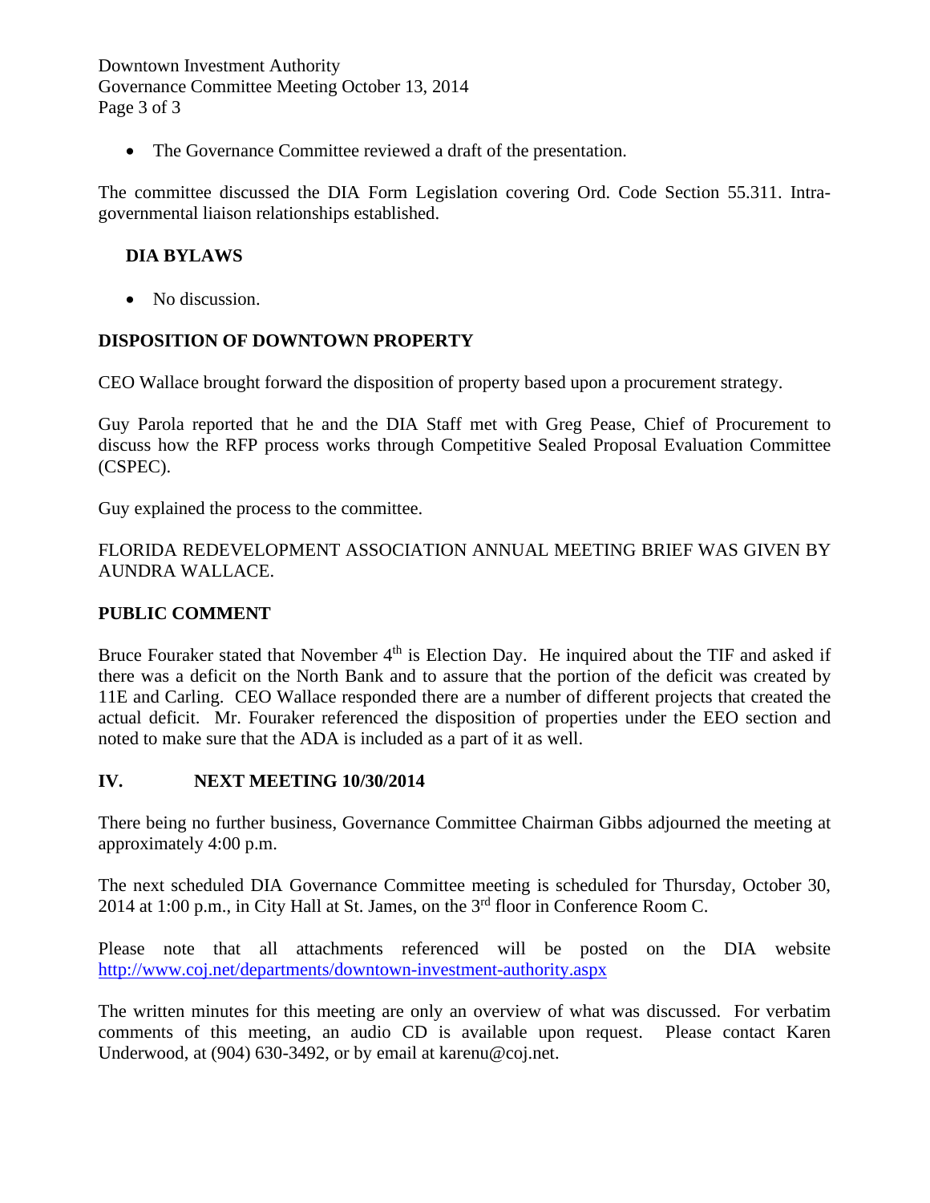- The Governance Committee reviewed a draft of the presentation.

The committee discussed the DIA Form Legislation covering Ord. Code Section 55.311. Intra-governmental liaison relationships established.

**DIA BYLAWS**

- No discussion.

**DISPOSITION OF DOWNTOWN PROPERTY**

CEO Wallace brought forward the disposition of property based upon a procurement strategy.

Guy Parola reported that he and the DIA Staff met with Greg Pease, Chief of Procurement to discuss how the RFP process works through Competitive Sealed Proposal Evaluation Committee (CSPEC).

Guy explained the process to the committee.

FLORIDA REDEVELOPMENT ASSOCIATION ANNUAL MEETING BRIEF WAS GIVEN BY AUNDRA WALLACE.

**PUBLIC COMMENT**

Bruce Fouraker stated that November 4th is Election Day. He inquired about the TIF and asked if there was a deficit on the North Bank and to assure that the portion of the deficit was created by 11E and Carling. CEO Wallace responded there are a number of different projects that created the actual deficit. Mr. Fouraker referenced the disposition of properties under the EEO section and noted to make sure that the ADA is included as a part of it as well.

## IV. NEXT MEETING 10/30/2014

There being no further business, Governance Committee Chairman Gibbs adjourned the meeting at approximately 4:00 p.m.

The next scheduled DIA Governance Committee meeting is scheduled for Thursday, October 30, 2014 at 1:00 p.m., in City Hall at St. James, on the 3rd floor in Conference Room C.

Please note that all attachments referenced will be posted on the DIA website http://www.coj.net/departments/downtown-investment-authority.aspx

The written minutes for this meeting are only an overview of what was discussed. For verbatim comments of this meeting, an audio CD is available upon request. Please contact Karen Underwood, at (904) 630-3492, or by email at karenu@coj.net.